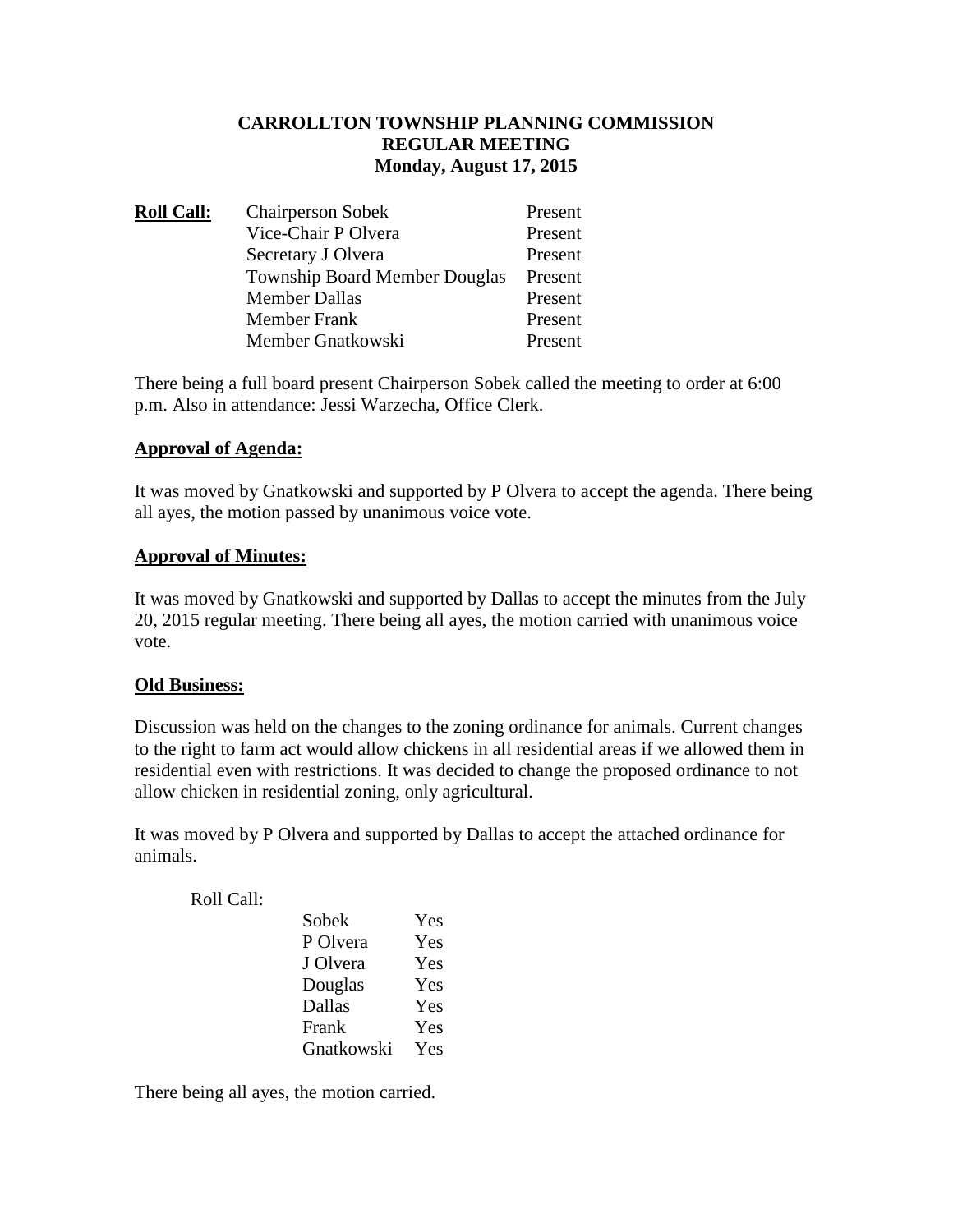# CARROLLTON TOWNSHIP PLANNING COMMISSION
## REGULAR MEETING
### Monday, August 17, 2015

**Roll Call:**

| | |
|---|---|
| Chairperson Sobek | Present |
| Vice-Chair P Olvera | Present |
| Secretary J Olvera | Present |
| Township Board Member Douglas | Present |
| Member Dallas | Present |
| Member Frank | Present |
| Member Gnatkowski | Present |

There being a full board present Chairperson Sobek called the meeting to order at 6:00 p.m. Also in attendance: Jessi Warzecha, Office Clerk.

**Approval of Agenda:**

It was moved by Gnatkowski and supported by P Olvera to accept the agenda. There being all ayes, the motion passed by unanimous voice vote.

**Approval of Minutes:**

It was moved by Gnatkowski and supported by Dallas to accept the minutes from the July 20, 2015 regular meeting. There being all ayes, the motion carried with unanimous voice vote.

**Old Business:**

Discussion was held on the changes to the zoning ordinance for animals. Current changes to the right to farm act would allow chickens in all residential areas if we allowed them in residential even with restrictions. It was decided to change the proposed ordinance to not allow chicken in residential zoning, only agricultural.

It was moved by P Olvera and supported by Dallas to accept the attached ordinance for animals.

Roll Call:

| | |
|---|---|
| Sobek | Yes |
| P Olvera | Yes |
| J Olvera | Yes |
| Douglas | Yes |
| Dallas | Yes |
| Frank | Yes |
| Gnatkowski | Yes |

There being all ayes, the motion carried.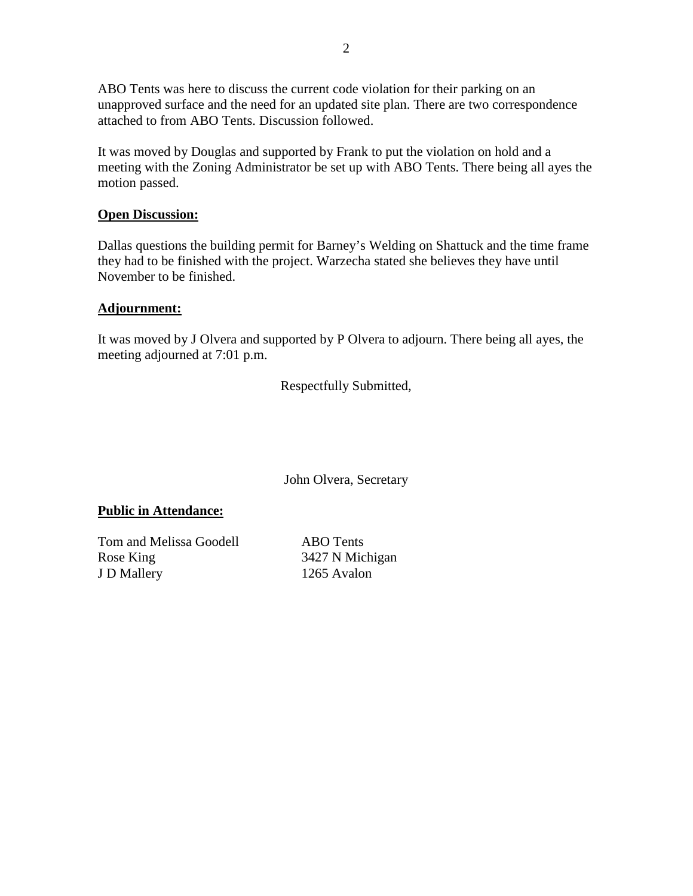ABO Tents was here to discuss the current code violation for their parking on an unapproved surface and the need for an updated site plan. There are two correspondence attached to from ABO Tents. Discussion followed.

It was moved by Douglas and supported by Frank to put the violation on hold and a meeting with the Zoning Administrator be set up with ABO Tents. There being all ayes the motion passed.

**Open Discussion:**

Dallas questions the building permit for Barney's Welding on Shattuck and the time frame they had to be finished with the project. Warzecha stated she believes they have until November to be finished.

**Adjournment:**

It was moved by J Olvera and supported by P Olvera to adjourn. There being all ayes, the meeting adjourned at 7:01 p.m.

Respectfully Submitted,

John Olvera, Secretary

**Public in Attendance:**

| | |
|---|---|
| Tom and Melissa Goodell | ABO Tents |
| Rose King | 3427 N Michigan |
| J D Mallery | 1265 Avalon |